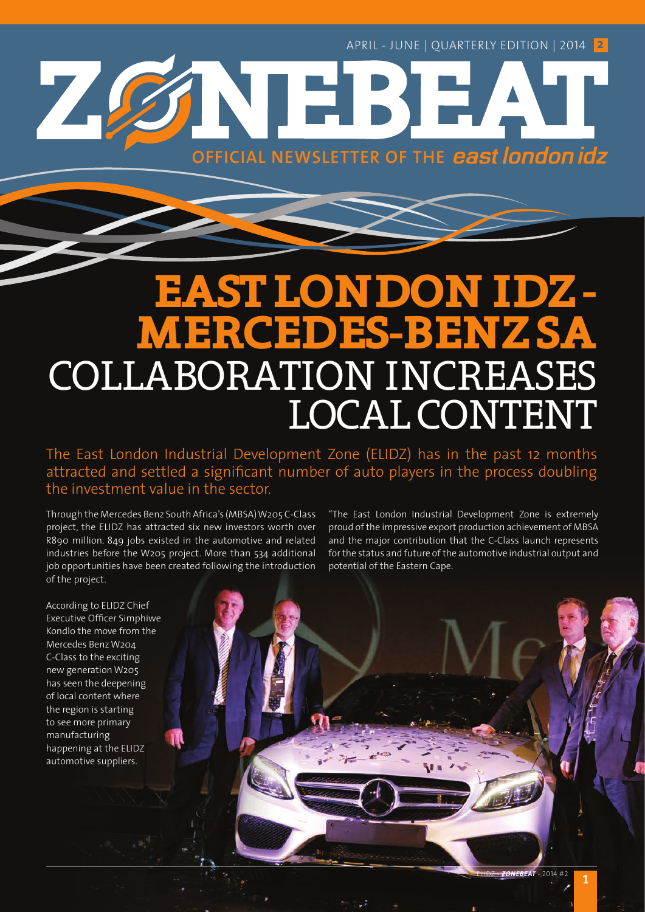APRIL - JUNE | QUARTERLY EDITION | 2014 **2**

# ZONEBEAT

OFFICIAL NEWSLETTER OF THE *east london idz*

# EAST LONDON IDZ - MERCEDES-BENZ SA COLLABORATION INCREASES LOCAL CONTENT

The East London Industrial Development Zone (ELIDZ) has in the past 12 months attracted and settled a significant number of auto players in the process doubling the investment value in the sector.

Through the Mercedes Benz South Africa's (MBSA) W205 C-Class project, the ELIDZ has attracted six new investors worth over R890 million. 849 jobs existed in the automotive and related industries before the W205 project. More than 534 additional job opportunities have been created following the introduction of the project.

According to ELIDZ Chief Executive Officer Simphiwe Kondlo the move from the Mercedes Benz W204 C-Class to the exciting new generation W205 has seen the deepening of local content where the region is starting to see more primary manufacturing happening at the ELIDZ automotive suppliers.

"The East London Industrial Development Zone is extremely proud of the impressive export production achievement of MBSA and the major contribution that the C-Class launch represents for the status and future of the automotive industrial output and potential of the Eastern Cape.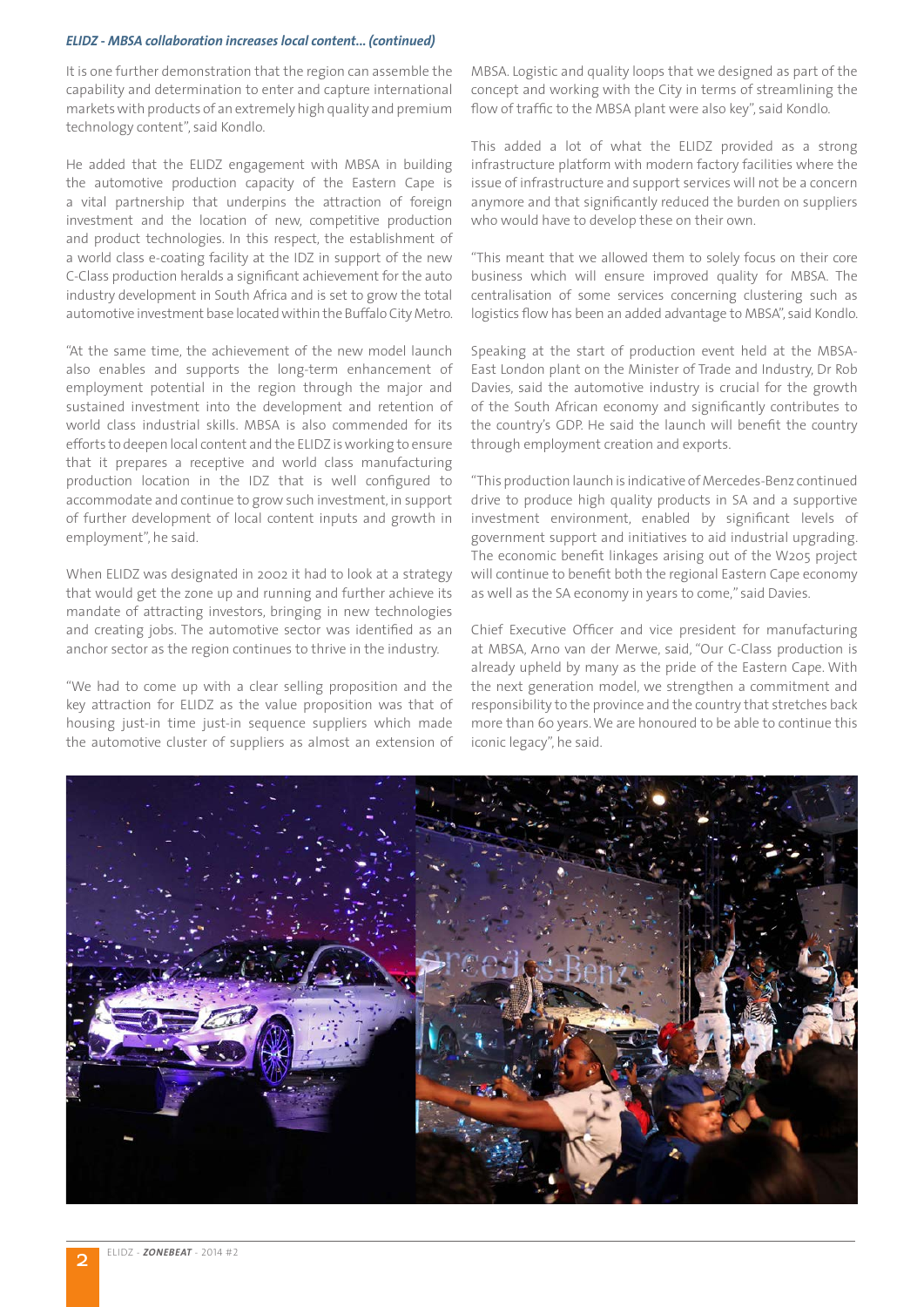*ELIDZ - MBSA collaboration increases local content... (continued)*

It is one further demonstration that the region can assemble the capability and determination to enter and capture international markets with products of an extremely high quality and premium technology content", said Kondlo.

He added that the ELIDZ engagement with MBSA in building the automotive production capacity of the Eastern Cape is a vital partnership that underpins the attraction of foreign investment and the location of new, competitive production and product technologies. In this respect, the establishment of a world class e-coating facility at the IDZ in support of the new C-Class production heralds a significant achievement for the auto industry development in South Africa and is set to grow the total automotive investment base located within the Buffalo City Metro.

"At the same time, the achievement of the new model launch also enables and supports the long-term enhancement of employment potential in the region through the major and sustained investment into the development and retention of world class industrial skills. MBSA is also commended for its efforts to deepen local content and the ELIDZ is working to ensure that it prepares a receptive and world class manufacturing production location in the IDZ that is well configured to accommodate and continue to grow such investment, in support of further development of local content inputs and growth in employment", he said.

When ELIDZ was designated in 2002 it had to look at a strategy that would get the zone up and running and further achieve its mandate of attracting investors, bringing in new technologies and creating jobs. The automotive sector was identified as an anchor sector as the region continues to thrive in the industry.

"We had to come up with a clear selling proposition and the key attraction for ELIDZ as the value proposition was that of housing just-in time just-in sequence suppliers which made the automotive cluster of suppliers as almost an extension of MBSA. Logistic and quality loops that we designed as part of the concept and working with the City in terms of streamlining the flow of traffic to the MBSA plant were also key", said Kondlo.

This added a lot of what the ELIDZ provided as a strong infrastructure platform with modern factory facilities where the issue of infrastructure and support services will not be a concern anymore and that significantly reduced the burden on suppliers who would have to develop these on their own.

"This meant that we allowed them to solely focus on their core business which will ensure improved quality for MBSA. The centralisation of some services concerning clustering such as logistics flow has been an added advantage to MBSA", said Kondlo.

Speaking at the start of production event held at the MBSA-East London plant on the Minister of Trade and Industry, Dr Rob Davies, said the automotive industry is crucial for the growth of the South African economy and significantly contributes to the country's GDP. He said the launch will benefit the country through employment creation and exports.

"This production launch is indicative of Mercedes-Benz continued drive to produce high quality products in SA and a supportive investment environment, enabled by significant levels of government support and initiatives to aid industrial upgrading. The economic benefit linkages arising out of the W205 project will continue to benefit both the regional Eastern Cape economy as well as the SA economy in years to come," said Davies.

Chief Executive Officer and vice president for manufacturing at MBSA, Arno van der Merwe, said, "Our C-Class production is already upheld by many as the pride of the Eastern Cape. With the next generation model, we strengthen a commitment and responsibility to the province and the country that stretches back more than 60 years. We are honoured to be able to continue this iconic legacy", he said.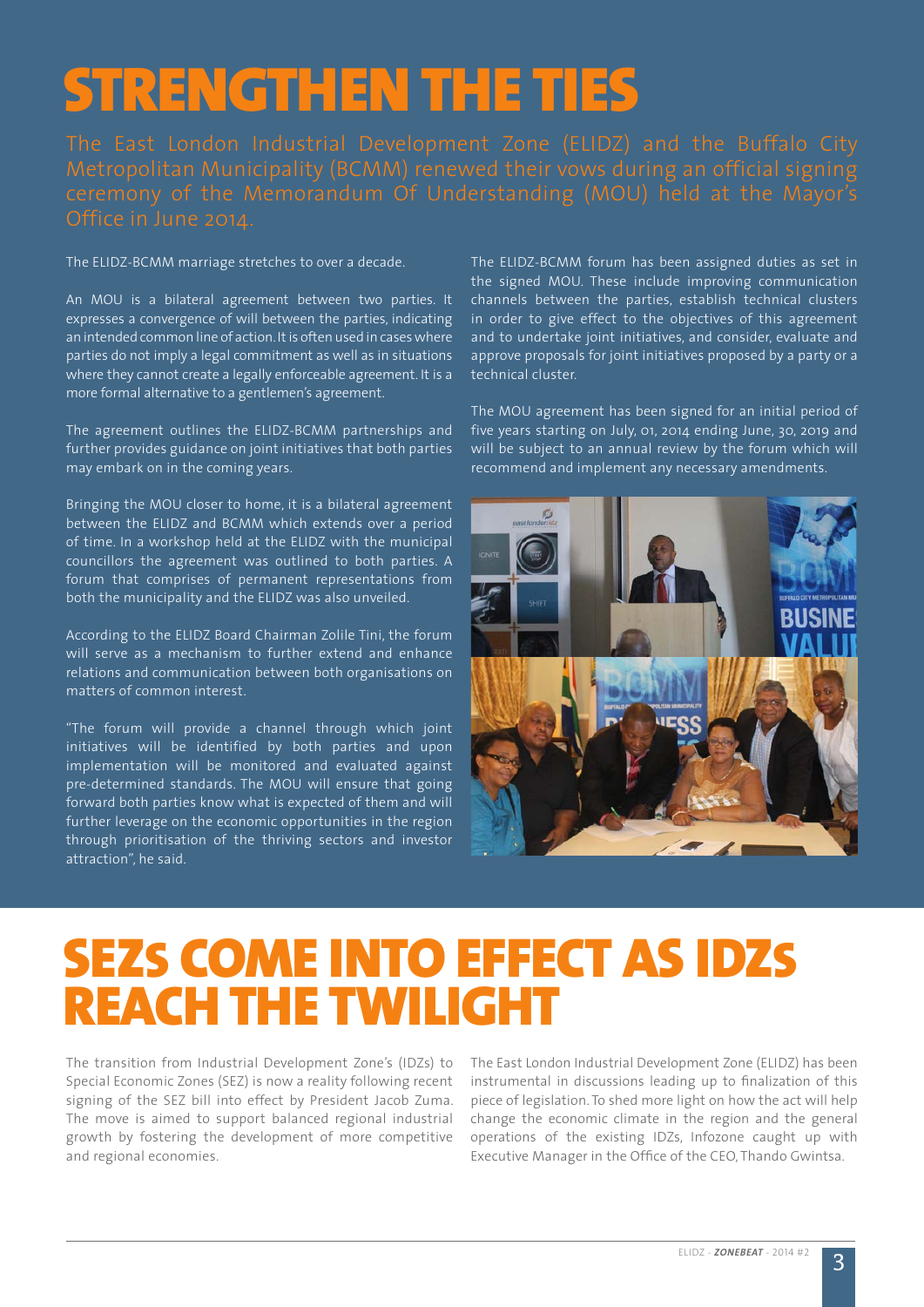# STRENGTHEN THE TIES

The East London Industrial Development Zone (ELIDZ) and the Buffalo City Metropolitan Municipality (BCMM) renewed their vows during an official signing ceremony of the Memorandum Of Understanding (MOU) held at the Mayor's Office in June 2014.

The ELIDZ-BCMM marriage stretches to over a decade.

An MOU is a bilateral agreement between two parties. It expresses a convergence of will between the parties, indicating an intended common line of action. It is often used in cases where parties do not imply a legal commitment as well as in situations where they cannot create a legally enforceable agreement. It is a more formal alternative to a gentlemen's agreement.

The agreement outlines the ELIDZ-BCMM partnerships and further provides guidance on joint initiatives that both parties may embark on in the coming years.

Bringing the MOU closer to home, it is a bilateral agreement between the ELIDZ and BCMM which extends over a period of time. In a workshop held at the ELIDZ with the municipal councillors the agreement was outlined to both parties. A forum that comprises of permanent representations from both the municipality and the ELIDZ was also unveiled.

According to the ELIDZ Board Chairman Zolile Tini, the forum will serve as a mechanism to further extend and enhance relations and communication between both organisations on matters of common interest.

"The forum will provide a channel through which joint initiatives will be identified by both parties and upon implementation will be monitored and evaluated against pre-determined standards. The MOU will ensure that going forward both parties know what is expected of them and will further leverage on the economic opportunities in the region through prioritisation of the thriving sectors and investor attraction", he said.

The ELIDZ-BCMM forum has been assigned duties as set in the signed MOU. These include improving communication channels between the parties, establish technical clusters in order to give effect to the objectives of this agreement and to undertake joint initiatives, and consider, evaluate and approve proposals for joint initiatives proposed by a party or a technical cluster.

The MOU agreement has been signed for an initial period of five years starting on July, 01, 2014 ending June, 30, 2019 and will be subject to an annual review by the forum which will recommend and implement any necessary amendments.

# SEZs COME INTO EFFECT AS IDZs REACH THE TWILIGHT

The transition from Industrial Development Zone's (IDZs) to Special Economic Zones (SEZ) is now a reality following recent signing of the SEZ bill into effect by President Jacob Zuma. The move is aimed to support balanced regional industrial growth by fostering the development of more competitive and regional economies.

The East London Industrial Development Zone (ELIDZ) has been instrumental in discussions leading up to finalization of this piece of legislation. To shed more light on how the act will help change the economic climate in the region and the general operations of the existing IDZs, Infozone caught up with Executive Manager in the Office of the CEO, Thando Gwintsa.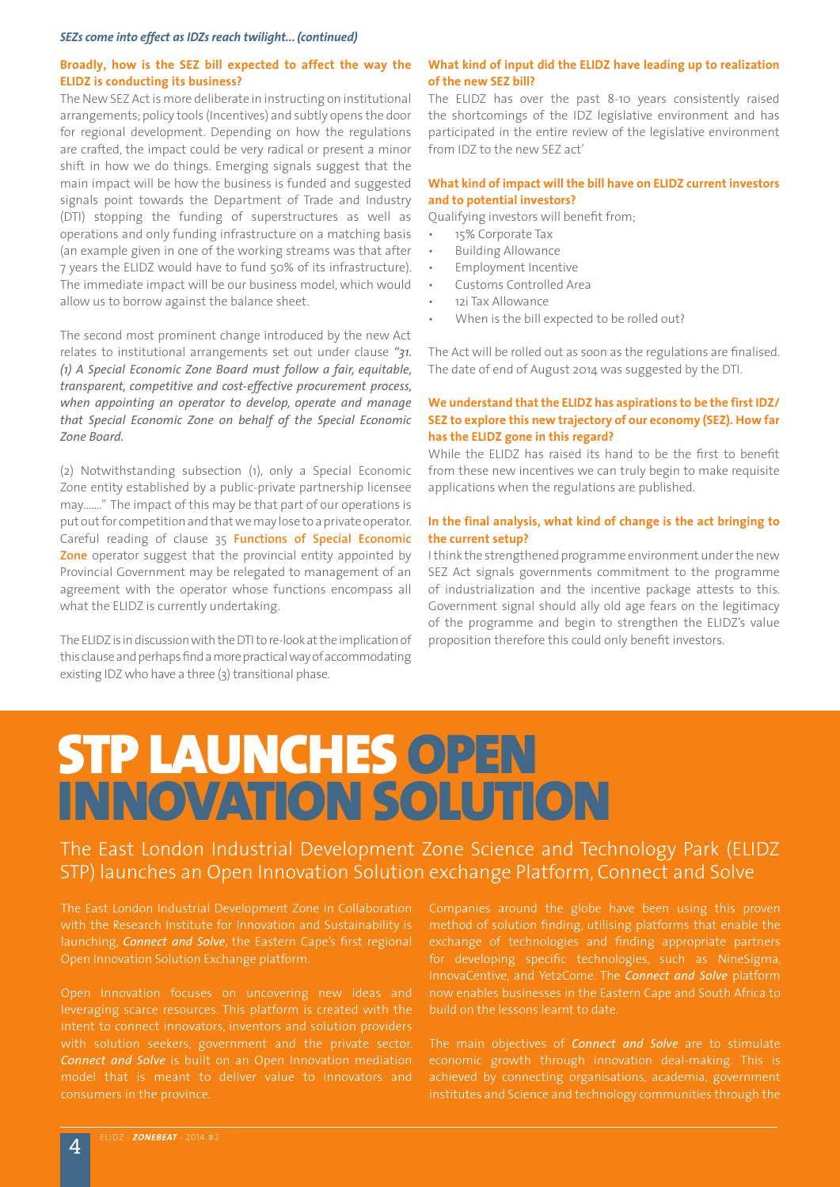*SEZs come into effect as IDZs reach twilight... (continued)*

**Broadly, how is the SEZ bill expected to affect the way the ELIDZ is conducting its business?**

The New SEZ Act is more deliberate in instructing on institutional arrangements; policy tools (Incentives) and subtly opens the door for regional development. Depending on how the regulations are crafted, the impact could be very radical or present a minor shift in how we do things. Emerging signals suggest that the main impact will be how the business is funded and suggested signals point towards the Department of Trade and Industry (DTI) stopping the funding of superstructures as well as operations and only funding infrastructure on a matching basis (an example given in one of the working streams was that after 7 years the ELIDZ would have to fund 50% of its infrastructure). The immediate impact will be our business model, which would allow us to borrow against the balance sheet.

The second most prominent change introduced by the new Act relates to institutional arrangements set out under clause *"31. (1) A Special Economic Zone Board must follow a fair, equitable, transparent, competitive and cost-effective procurement process, when appointing an operator to develop, operate and manage that Special Economic Zone on behalf of the Special Economic Zone Board.*

(2) Notwithstanding subsection (1), only a Special Economic Zone entity established by a public-private partnership licensee may......." The impact of this may be that part of our operations is put out for competition and that we may lose to a private operator. Careful reading of clause 35 **Functions of Special Economic Zone** operator suggest that the provincial entity appointed by Provincial Government may be relegated to management of an agreement with the operator whose functions encompass all what the ELIDZ is currently undertaking.

The ELIDZ is in discussion with the DTI to re-look at the implication of this clause and perhaps find a more practical way of accommodating existing IDZ who have a three (3) transitional phase.

**What kind of input did the ELIDZ have leading up to realization of the new SEZ bill?**

The ELIDZ has over the past 8-10 years consistently raised the shortcomings of the IDZ legislative environment and has participated in the entire review of the legislative environment from IDZ to the new SEZ act'

**What kind of impact will the bill have on ELIDZ current investors and to potential investors?**

Qualifying investors will benefit from;

- 15% Corporate Tax
- Building Allowance
- Employment Incentive
- Customs Controlled Area
- 12i Tax Allowance
- When is the bill expected to be rolled out?

The Act will be rolled out as soon as the regulations are finalised. The date of end of August 2014 was suggested by the DTI.

**We understand that the ELIDZ has aspirations to be the first IDZ/ SEZ to explore this new trajectory of our economy (SEZ). How far has the ELIDZ gone in this regard?**

While the ELIDZ has raised its hand to be the first to benefit from these new incentives we can truly begin to make requisite applications when the regulations are published.

**In the final analysis, what kind of change is the act bringing to the current setup?**

I think the strengthened programme environment under the new SEZ Act signals governments commitment to the programme of industrialization and the incentive package attests to this. Government signal should ally old age fears on the legitimacy of the programme and begin to strengthen the ELIDZ's value proposition therefore this could only benefit investors.

# STP LAUNCHES OPEN INNOVATION SOLUTION

## The East London Industrial Development Zone Science and Technology Park (ELIDZ STP) launches an Open Innovation Solution exchange Platform, Connect and Solve

The East London Industrial Development Zone in Collaboration with the Research Institute for Innovation and Sustainability is launching, ***Connect and Solve***, the Eastern Cape's first regional Open Innovation Solution Exchange platform.

Open Innovation focuses on uncovering new ideas and leveraging scarce resources. This platform is created with the intent to connect innovators, inventors and solution providers with solution seekers, government and the private sector. ***Connect and Solve*** is built on an Open Innovation mediation model that is meant to deliver value to innovators and consumers in the province.

Companies around the globe have been using this proven method of solution finding, utilising platforms that enable the exchange of technologies and finding appropriate partners for developing specific technologies, such as NineSigma, InnovaCentive, and Yet2Come. The ***Connect and Solve*** platform now enables businesses in the Eastern Cape and South Africa to build on the lessons learnt to date.

The main objectives of ***Connect and Solve*** are to stimulate economic growth through innovation deal-making. This is achieved by connecting organisations, academia, government institutes and Science and technology communities through the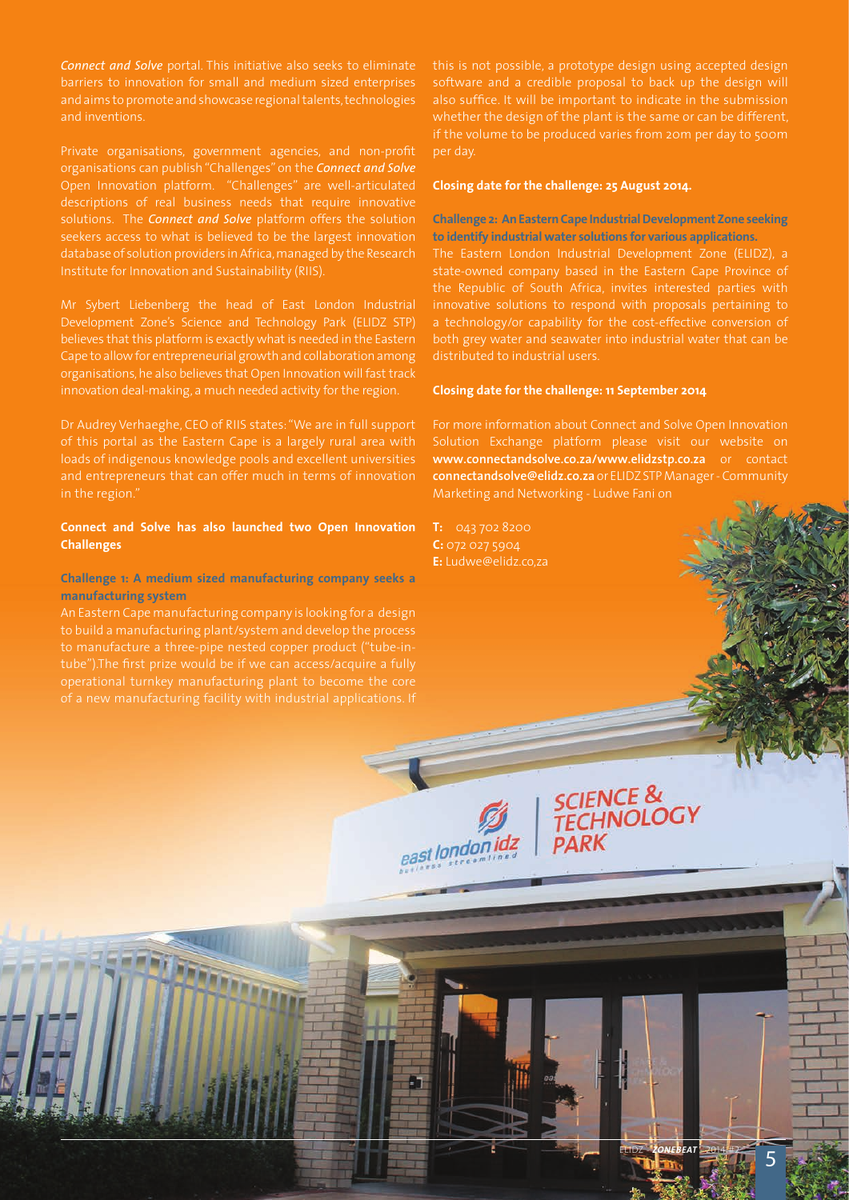*Connect and Solve* portal. This initiative also seeks to eliminate barriers to innovation for small and medium sized enterprises and aims to promote and showcase regional talents, technologies and inventions.

Private organisations, government agencies, and non-profit organisations can publish "Challenges" on the *Connect and Solve* Open Innovation platform. "Challenges" are well-articulated descriptions of real business needs that require innovative solutions. The *Connect and Solve* platform offers the solution seekers access to what is believed to be the largest innovation database of solution providers in Africa, managed by the Research Institute for Innovation and Sustainability (RIIS).

Mr Sybert Liebenberg the head of East London Industrial Development Zone's Science and Technology Park (ELIDZ STP) believes that this platform is exactly what is needed in the Eastern Cape to allow for entrepreneurial growth and collaboration among organisations, he also believes that Open Innovation will fast track innovation deal-making, a much needed activity for the region.

Dr Audrey Verhaeghe, CEO of RIIS states: "We are in full support of this portal as the Eastern Cape is a largely rural area with loads of indigenous knowledge pools and excellent universities and entrepreneurs that can offer much in terms of innovation in the region."

**Connect and Solve has also launched two Open Innovation Challenges**

**Challenge 1: A medium sized manufacturing company seeks a manufacturing system**

An Eastern Cape manufacturing company is looking for a design to build a manufacturing plant/system and develop the process to manufacture a three-pipe nested copper product ("tube-in-tube").The first prize would be if we can access/acquire a fully operational turnkey manufacturing plant to become the core of a new manufacturing facility with industrial applications. If this is not possible, a prototype design using accepted design software and a credible proposal to back up the design will also suffice. It will be important to indicate in the submission whether the design of the plant is the same or can be different, if the volume to be produced varies from 20m per day to 500m per day.

**Closing date for the challenge: 25 August 2014.**

**Challenge 2: An Eastern Cape Industrial Development Zone seeking to identify industrial water solutions for various applications.**

The Eastern London Industrial Development Zone (ELIDZ), a state-owned company based in the Eastern Cape Province of the Republic of South Africa, invites interested parties with innovative solutions to respond with proposals pertaining to a technology/or capability for the cost-effective conversion of both grey water and seawater into industrial water that can be distributed to industrial users.

**Closing date for the challenge: 11 September 2014**

For more information about Connect and Solve Open Innovation Solution Exchange platform please visit our website on **www.connectandsolve.co.za/www.elidzstp.co.za** or contact **connectandsolve@elidz.co.za** or ELIDZ STP Manager - Community Marketing and Networking - Ludwe Fani on

**T:** 043 702 8200
**C:** 072 027 5904
**E:** Ludwe@elidz.co,za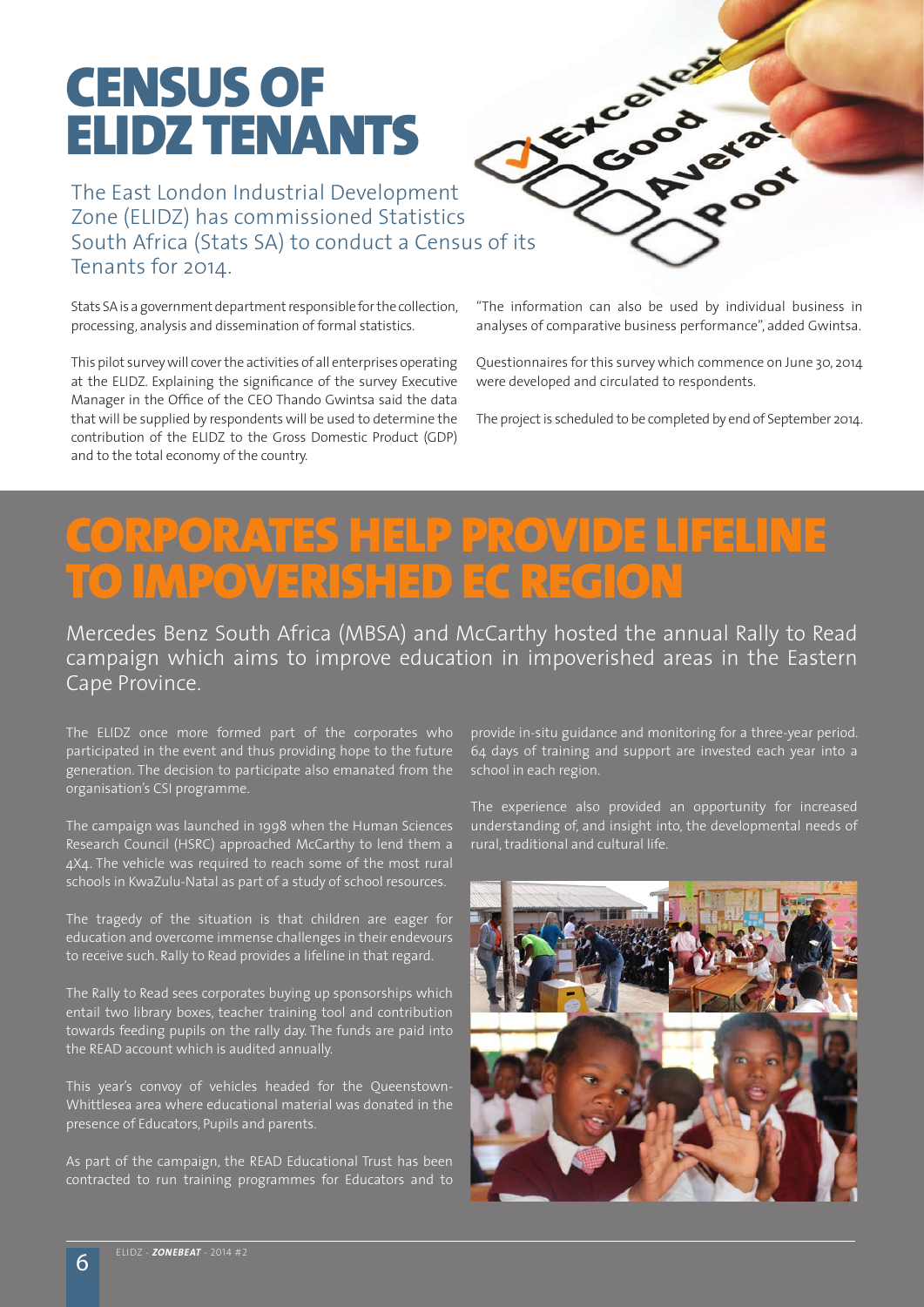# CENSUS OF ELIDZ TENANTS

The East London Industrial Development Zone (ELIDZ) has commissioned Statistics South Africa (Stats SA) to conduct a Census of its Tenants for 2014.

Stats SA is a government department responsible for the collection, processing, analysis and dissemination of formal statistics.

This pilot survey will cover the activities of all enterprises operating at the ELIDZ. Explaining the significance of the survey Executive Manager in the Office of the CEO Thando Gwintsa said the data that will be supplied by respondents will be used to determine the contribution of the ELIDZ to the Gross Domestic Product (GDP) and to the total economy of the country.

"The information can also be used by individual business in analyses of comparative business performance", added Gwintsa.

Questionnaires for this survey which commence on June 30, 2014 were developed and circulated to respondents.

The project is scheduled to be completed by end of September 2014.

# CORPORATES HELP PROVIDE LIFELINE TO IMPOVERISHED EC REGION

Mercedes Benz South Africa (MBSA) and McCarthy hosted the annual Rally to Read campaign which aims to improve education in impoverished areas in the Eastern Cape Province.

The ELIDZ once more formed part of the corporates who participated in the event and thus providing hope to the future generation. The decision to participate also emanated from the organisation's CSI programme.

The campaign was launched in 1998 when the Human Sciences Research Council (HSRC) approached McCarthy to lend them a 4X4. The vehicle was required to reach some of the most rural schools in KwaZulu-Natal as part of a study of school resources.

The tragedy of the situation is that children are eager for education and overcome immense challenges in their endevours to receive such. Rally to Read provides a lifeline in that regard.

The Rally to Read sees corporates buying up sponsorships which entail two library boxes, teacher training tool and contribution towards feeding pupils on the rally day. The funds are paid into the READ account which is audited annually.

This year's convoy of vehicles headed for the Queenstown-Whittlesea area where educational material was donated in the presence of Educators, Pupils and parents.

As part of the campaign, the READ Educational Trust has been contracted to run training programmes for Educators and to provide in-situ guidance and monitoring for a three-year period. 64 days of training and support are invested each year into a school in each region.

The experience also provided an opportunity for increased understanding of, and insight into, the developmental needs of rural, traditional and cultural life.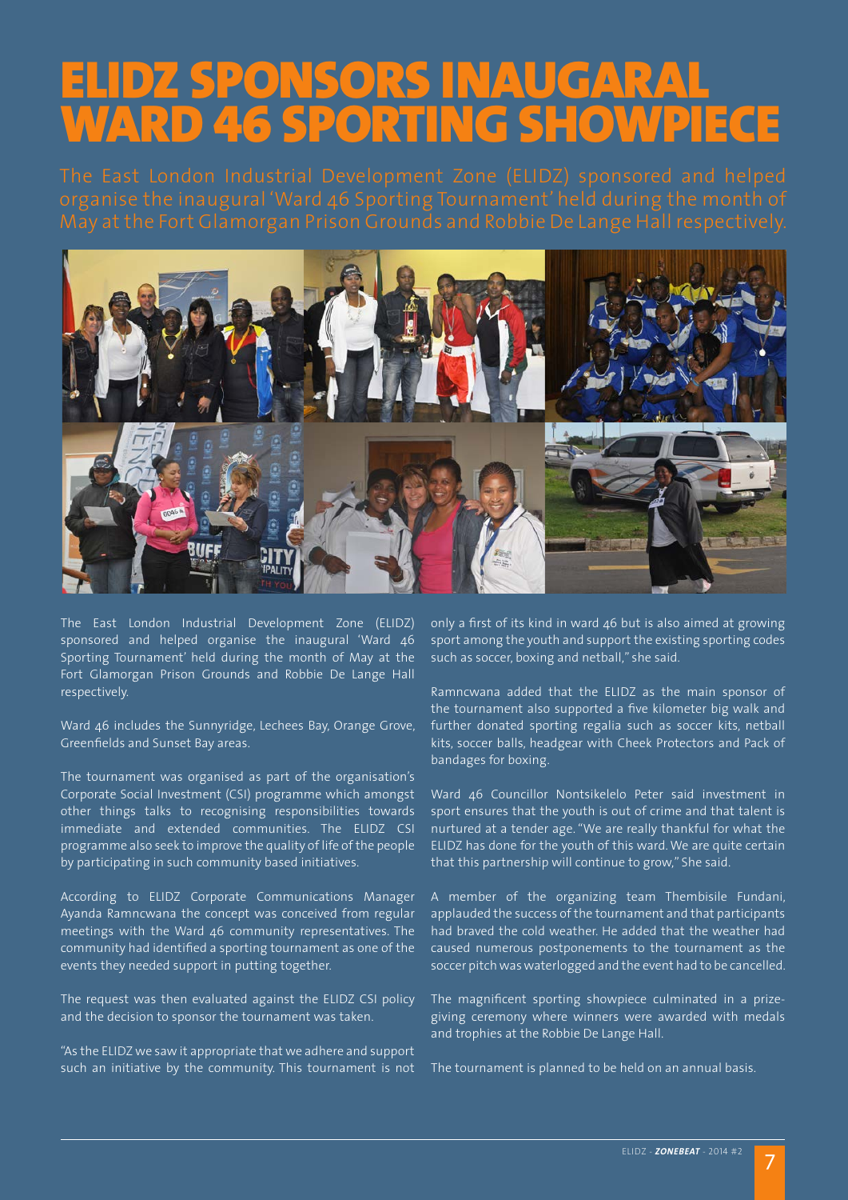# ELIDZ SPONSORS INAUGARAL WARD 46 SPORTING SHOWPIECE

The East London Industrial Development Zone (ELIDZ) sponsored and helped organise the inaugural 'Ward 46 Sporting Tournament' held during the month of May at the Fort Glamorgan Prison Grounds and Robbie De Lange Hall respectively.

The East London Industrial Development Zone (ELIDZ) sponsored and helped organise the inaugural 'Ward 46 Sporting Tournament' held during the month of May at the Fort Glamorgan Prison Grounds and Robbie De Lange Hall respectively.

Ward 46 includes the Sunnyridge, Lechees Bay, Orange Grove, Greenfields and Sunset Bay areas.

The tournament was organised as part of the organisation's Corporate Social Investment (CSI) programme which amongst other things talks to recognising responsibilities towards immediate and extended communities. The ELIDZ CSI programme also seek to improve the quality of life of the people by participating in such community based initiatives.

According to ELIDZ Corporate Communications Manager Ayanda Ramncwana the concept was conceived from regular meetings with the Ward 46 community representatives. The community had identified a sporting tournament as one of the events they needed support in putting together.

The request was then evaluated against the ELIDZ CSI policy and the decision to sponsor the tournament was taken.

"As the ELIDZ we saw it appropriate that we adhere and support such an initiative by the community. This tournament is not only a first of its kind in ward 46 but is also aimed at growing sport among the youth and support the existing sporting codes such as soccer, boxing and netball," she said.

Ramncwana added that the ELIDZ as the main sponsor of the tournament also supported a five kilometer big walk and further donated sporting regalia such as soccer kits, netball kits, soccer balls, headgear with Cheek Protectors and Pack of bandages for boxing.

Ward 46 Councillor Nontsikelelo Peter said investment in sport ensures that the youth is out of crime and that talent is nurtured at a tender age. "We are really thankful for what the ELIDZ has done for the youth of this ward. We are quite certain that this partnership will continue to grow," She said.

A member of the organizing team Thembisile Fundani, applauded the success of the tournament and that participants had braved the cold weather. He added that the weather had caused numerous postponements to the tournament as the soccer pitch was waterlogged and the event had to be cancelled.

The magnificent sporting showpiece culminated in a prize-giving ceremony where winners were awarded with medals and trophies at the Robbie De Lange Hall.

The tournament is planned to be held on an annual basis.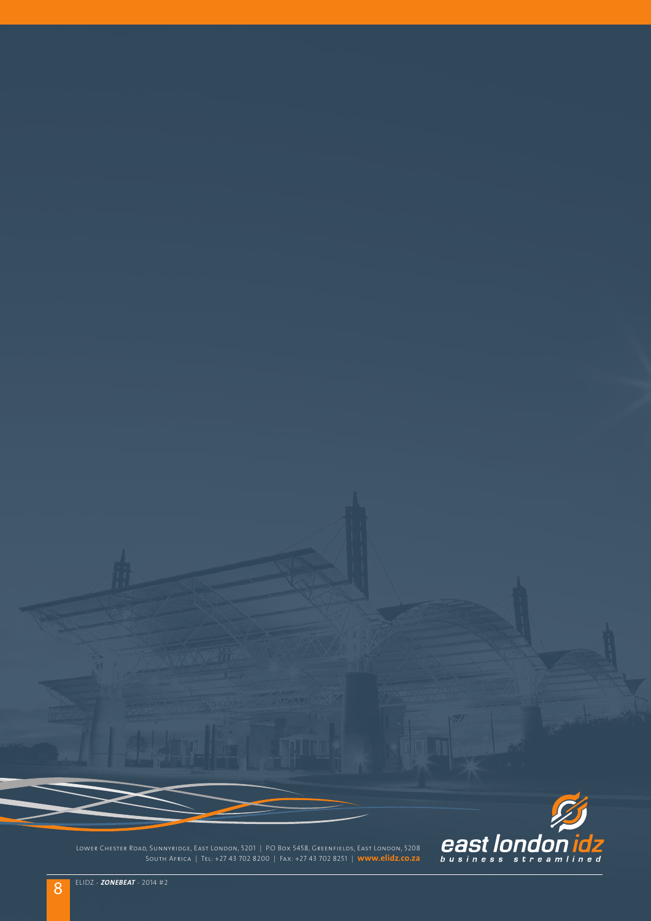Lower Chester Road, Sunnyridge, East London, 5201 | P.O Box 5458, Greenfields, East London, 5208
South Africa | Tel: +27 43 702 8200 | Fax: +27 43 702 8251 | **www.elidz.co.za**

**east london idz**
*business streamlined*